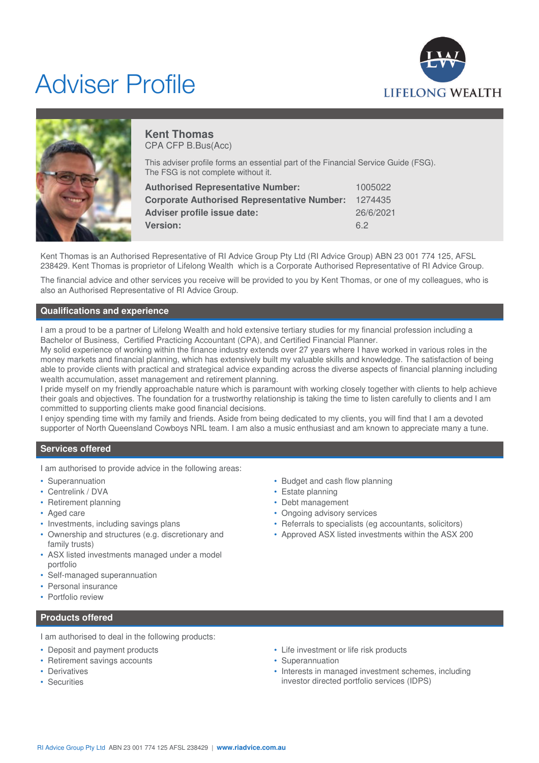# Adviser Profile

LIFELONG WEALTH

## Kent Thomas

CPA CFP B.Bus(Acc)

This adviser profile forms an essential part of the Financial Service Guide (FSG). The FSG is not complete without it.

| | |
|---|---|
| **Authorised Representative Number:** | 1005022 |
| **Corporate Authorised Representative Number:** | 1274435 |
| **Adviser profile issue date:** | 26/6/2021 |
| **Version:** | 6.2 |

Kent Thomas is an Authorised Representative of RI Advice Group Pty Ltd (RI Advice Group) ABN 23 001 774 125, AFSL 238429. Kent Thomas is proprietor of Lifelong Wealth which is a Corporate Authorised Representative of RI Advice Group.

The financial advice and other services you receive will be provided to you by Kent Thomas, or one of my colleagues, who is also an Authorised Representative of RI Advice Group.

## Qualifications and experience

I am a proud to be a partner of Lifelong Wealth and hold extensive tertiary studies for my financial profession including a Bachelor of Business, Certified Practicing Accountant (CPA), and Certified Financial Planner.

My solid experience of working within the finance industry extends over 27 years where I have worked in various roles in the money markets and financial planning, which has extensively built my valuable skills and knowledge. The satisfaction of being able to provide clients with practical and strategical advice expanding across the diverse aspects of financial planning including wealth accumulation, asset management and retirement planning.

I pride myself on my friendly approachable nature which is paramount with working closely together with clients to help achieve their goals and objectives. The foundation for a trustworthy relationship is taking the time to listen carefully to clients and I am committed to supporting clients make good financial decisions.

I enjoy spending time with my family and friends. Aside from being dedicated to my clients, you will find that I am a devoted supporter of North Queensland Cowboys NRL team. I am also a music enthusiast and am known to appreciate many a tune.

## Services offered

I am authorised to provide advice in the following areas:

- Superannuation
- Centrelink / DVA
- Retirement planning
- Aged care
- Investments, including savings plans
- Ownership and structures (e.g. discretionary and family trusts)
- ASX listed investments managed under a model portfolio
- Self-managed superannuation
- Personal insurance
- Portfolio review
- Budget and cash flow planning
- Estate planning
- Debt management
- Ongoing advisory services
- Referrals to specialists (eg accountants, solicitors)
- Approved ASX listed investments within the ASX 200

## Products offered

I am authorised to deal in the following products:

- Deposit and payment products
- Retirement savings accounts
- Derivatives
- Securities
- Life investment or life risk products
- Superannuation
- Interests in managed investment schemes, including investor directed portfolio services (IDPS)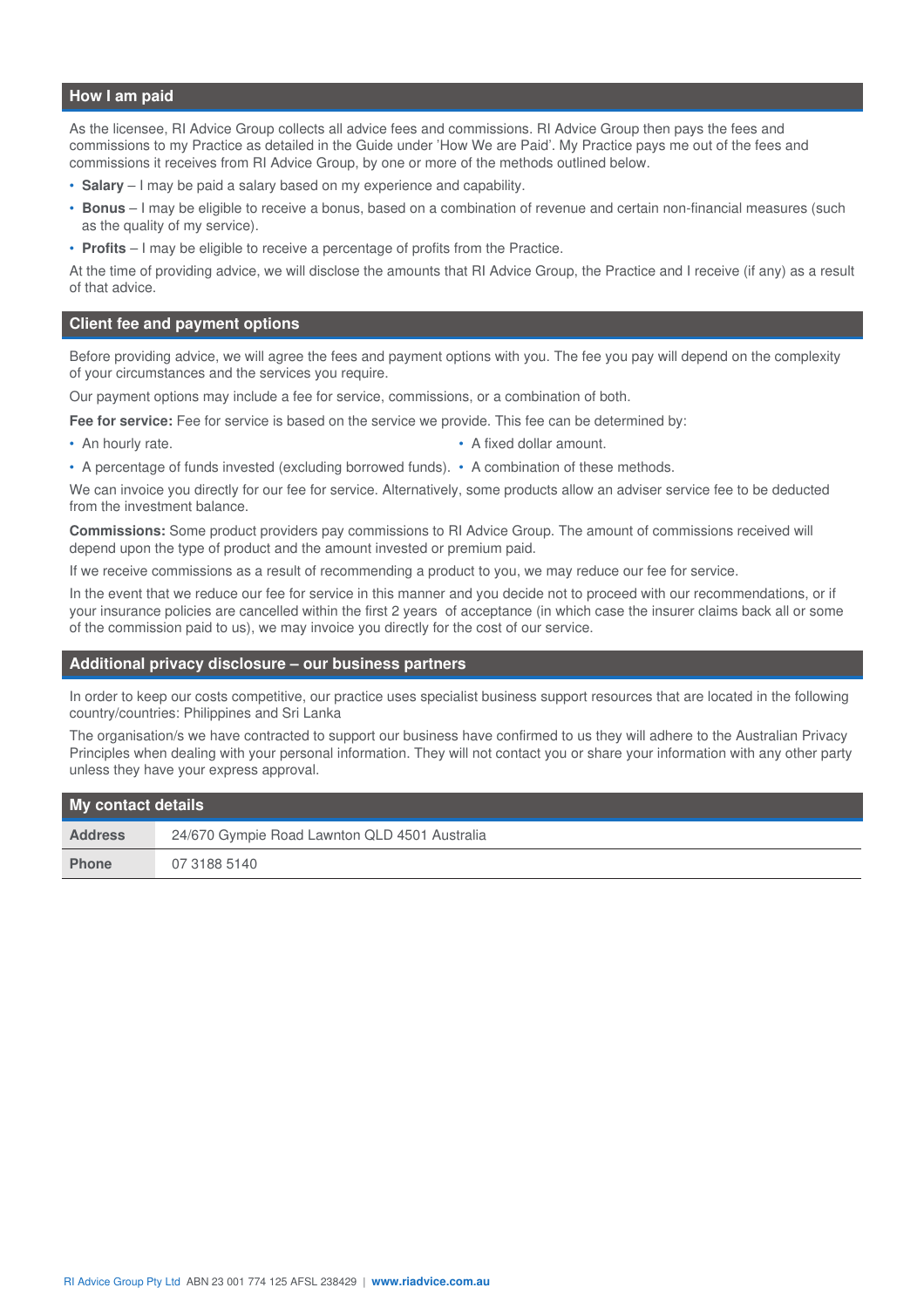## How I am paid

As the licensee, RI Advice Group collects all advice fees and commissions. RI Advice Group then pays the fees and commissions to my Practice as detailed in the Guide under 'How We are Paid'. My Practice pays me out of the fees and commissions it receives from RI Advice Group, by one or more of the methods outlined below.

- **Salary** – I may be paid a salary based on my experience and capability.
- **Bonus** – I may be eligible to receive a bonus, based on a combination of revenue and certain non-financial measures (such as the quality of my service).
- **Profits** – I may be eligible to receive a percentage of profits from the Practice.

At the time of providing advice, we will disclose the amounts that RI Advice Group, the Practice and I receive (if any) as a result of that advice.

## Client fee and payment options

Before providing advice, we will agree the fees and payment options with you. The fee you pay will depend on the complexity of your circumstances and the services you require.

Our payment options may include a fee for service, commissions, or a combination of both.

**Fee for service:** Fee for service is based on the service we provide. This fee can be determined by:

- An hourly rate.
- A fixed dollar amount.
- A percentage of funds invested (excluding borrowed funds).
- A combination of these methods.

We can invoice you directly for our fee for service. Alternatively, some products allow an adviser service fee to be deducted from the investment balance.

**Commissions:** Some product providers pay commissions to RI Advice Group. The amount of commissions received will depend upon the type of product and the amount invested or premium paid.

If we receive commissions as a result of recommending a product to you, we may reduce our fee for service.

In the event that we reduce our fee for service in this manner and you decide not to proceed with our recommendations, or if your insurance policies are cancelled within the first 2 years of acceptance (in which case the insurer claims back all or some of the commission paid to us), we may invoice you directly for the cost of our service.

## Additional privacy disclosure – our business partners

In order to keep our costs competitive, our practice uses specialist business support resources that are located in the following country/countries: Philippines and Sri Lanka

The organisation/s we have contracted to support our business have confirmed to us they will adhere to the Australian Privacy Principles when dealing with your personal information. They will not contact you or share your information with any other party unless they have your express approval.

## My contact details

| | |
|---|---|
| **Address** | 24/670 Gympie Road Lawnton QLD 4501 Australia |
| **Phone** | 07 3188 5140 |